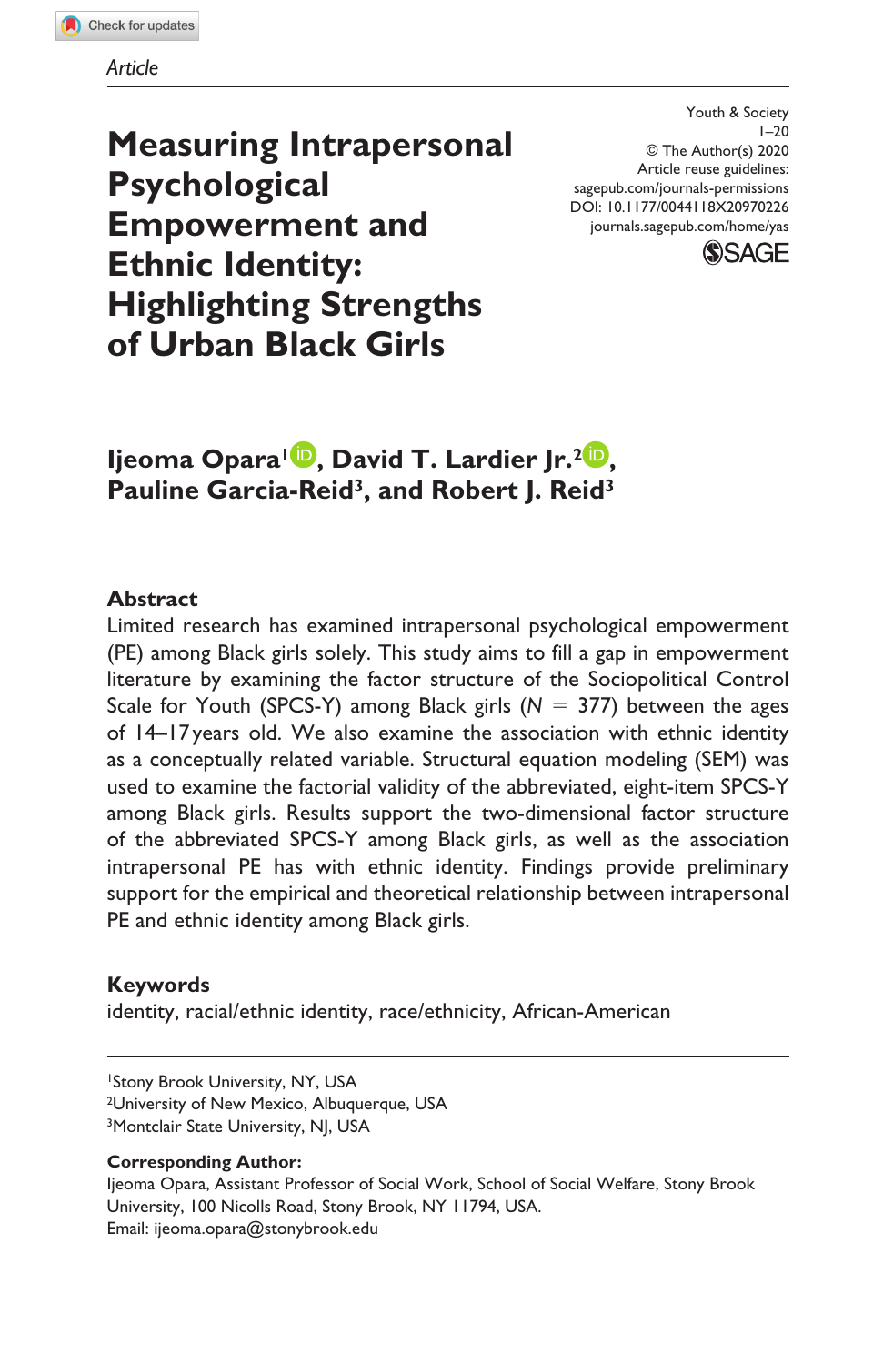Article

# Measuring Intrapersonal Psychological Empowerment and Ethnic Identity: Highlighting Strengths of Urban Black Girls

Youth & Society
1–20
© The Author(s) 2020
Article reuse guidelines:
sagepub.com/journals-permissions
DOI: 10.1177/0044118X20970226
journals.sagepub.com/home/yas

**Ijeoma Opara[1], David T. Lardier Jr.[2], Pauline Garcia-Reid[3], and Robert J. Reid[3]**

## Abstract

Limited research has examined intrapersonal psychological empowerment (PE) among Black girls solely. This study aims to fill a gap in empowerment literature by examining the factor structure of the Sociopolitical Control Scale for Youth (SPCS-Y) among Black girls ($N = 377$) between the ages of 14–17 years old. We also examine the association with ethnic identity as a conceptually related variable. Structural equation modeling (SEM) was used to examine the factorial validity of the abbreviated, eight-item SPCS-Y among Black girls. Results support the two-dimensional factor structure of the abbreviated SPCS-Y among Black girls, as well as the association intrapersonal PE has with ethnic identity. Findings provide preliminary support for the empirical and theoretical relationship between intrapersonal PE and ethnic identity among Black girls.

## Keywords

identity, racial/ethnic identity, race/ethnicity, African-American

[1]Stony Brook University, NY, USA
[2]University of New Mexico, Albuquerque, USA
[3]Montclair State University, NJ, USA

**Corresponding Author:**
Ijeoma Opara, Assistant Professor of Social Work, School of Social Welfare, Stony Brook University, 100 Nicolls Road, Stony Brook, NY 11794, USA.
Email: ijeoma.opara@stonybrook.edu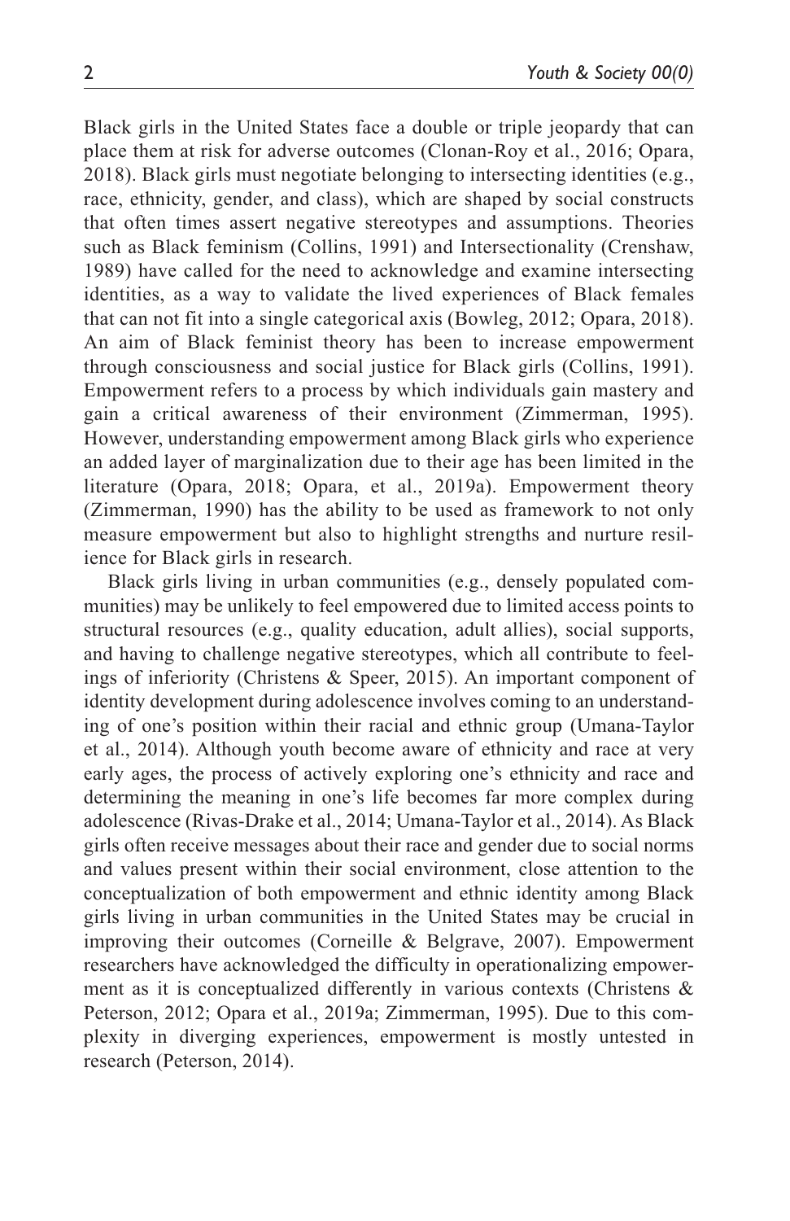Black girls in the United States face a double or triple jeopardy that can place them at risk for adverse outcomes (Clonan-Roy et al., 2016; Opara, 2018). Black girls must negotiate belonging to intersecting identities (e.g., race, ethnicity, gender, and class), which are shaped by social constructs that often times assert negative stereotypes and assumptions. Theories such as Black feminism (Collins, 1991) and Intersectionality (Crenshaw, 1989) have called for the need to acknowledge and examine intersecting identities, as a way to validate the lived experiences of Black females that can not fit into a single categorical axis (Bowleg, 2012; Opara, 2018). An aim of Black feminist theory has been to increase empowerment through consciousness and social justice for Black girls (Collins, 1991). Empowerment refers to a process by which individuals gain mastery and gain a critical awareness of their environment (Zimmerman, 1995). However, understanding empowerment among Black girls who experience an added layer of marginalization due to their age has been limited in the literature (Opara, 2018; Opara, et al., 2019a). Empowerment theory (Zimmerman, 1990) has the ability to be used as framework to not only measure empowerment but also to highlight strengths and nurture resilience for Black girls in research.

Black girls living in urban communities (e.g., densely populated communities) may be unlikely to feel empowered due to limited access points to structural resources (e.g., quality education, adult allies), social supports, and having to challenge negative stereotypes, which all contribute to feelings of inferiority (Christens & Speer, 2015). An important component of identity development during adolescence involves coming to an understanding of one's position within their racial and ethnic group (Umana-Taylor et al., 2014). Although youth become aware of ethnicity and race at very early ages, the process of actively exploring one's ethnicity and race and determining the meaning in one's life becomes far more complex during adolescence (Rivas-Drake et al., 2014; Umana-Taylor et al., 2014). As Black girls often receive messages about their race and gender due to social norms and values present within their social environment, close attention to the conceptualization of both empowerment and ethnic identity among Black girls living in urban communities in the United States may be crucial in improving their outcomes (Corneille & Belgrave, 2007). Empowerment researchers have acknowledged the difficulty in operationalizing empowerment as it is conceptualized differently in various contexts (Christens & Peterson, 2012; Opara et al., 2019a; Zimmerman, 1995). Due to this complexity in diverging experiences, empowerment is mostly untested in research (Peterson, 2014).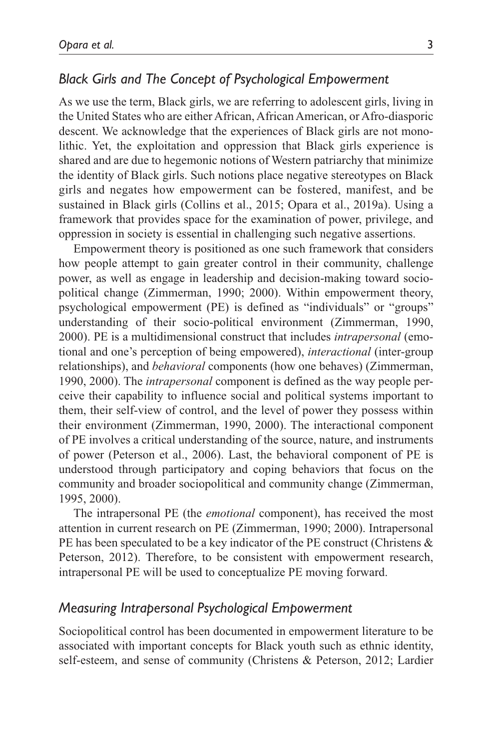### *Black Girls and The Concept of Psychological Empowerment*

As we use the term, Black girls, we are referring to adolescent girls, living in the United States who are either African, African American, or Afro-diasporic descent. We acknowledge that the experiences of Black girls are not monolithic. Yet, the exploitation and oppression that Black girls experience is shared and are due to hegemonic notions of Western patriarchy that minimize the identity of Black girls. Such notions place negative stereotypes on Black girls and negates how empowerment can be fostered, manifest, and be sustained in Black girls (Collins et al., 2015; Opara et al., 2019a). Using a framework that provides space for the examination of power, privilege, and oppression in society is essential in challenging such negative assertions.

Empowerment theory is positioned as one such framework that considers how people attempt to gain greater control in their community, challenge power, as well as engage in leadership and decision-making toward sociopolitical change (Zimmerman, 1990; 2000). Within empowerment theory, psychological empowerment (PE) is defined as "individuals" or "groups" understanding of their socio-political environment (Zimmerman, 1990, 2000). PE is a multidimensional construct that includes *intrapersonal* (emotional and one's perception of being empowered), *interactional* (inter-group relationships), and *behavioral* components (how one behaves) (Zimmerman, 1990, 2000). The *intrapersonal* component is defined as the way people perceive their capability to influence social and political systems important to them, their self-view of control, and the level of power they possess within their environment (Zimmerman, 1990, 2000). The interactional component of PE involves a critical understanding of the source, nature, and instruments of power (Peterson et al., 2006). Last, the behavioral component of PE is understood through participatory and coping behaviors that focus on the community and broader sociopolitical and community change (Zimmerman, 1995, 2000).

The intrapersonal PE (the *emotional* component), has received the most attention in current research on PE (Zimmerman, 1990; 2000). Intrapersonal PE has been speculated to be a key indicator of the PE construct (Christens & Peterson, 2012). Therefore, to be consistent with empowerment research, intrapersonal PE will be used to conceptualize PE moving forward.

### *Measuring Intrapersonal Psychological Empowerment*

Sociopolitical control has been documented in empowerment literature to be associated with important concepts for Black youth such as ethnic identity, self-esteem, and sense of community (Christens & Peterson, 2012; Lardier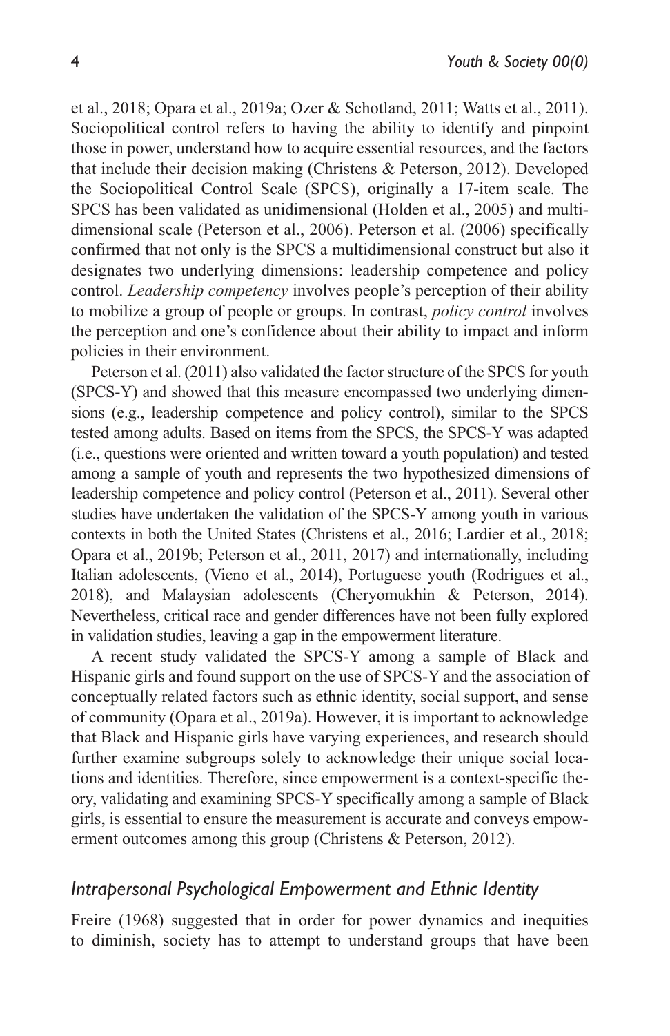et al., 2018; Opara et al., 2019a; Ozer & Schotland, 2011; Watts et al., 2011). Sociopolitical control refers to having the ability to identify and pinpoint those in power, understand how to acquire essential resources, and the factors that include their decision making (Christens & Peterson, 2012). Developed the Sociopolitical Control Scale (SPCS), originally a 17-item scale. The SPCS has been validated as unidimensional (Holden et al., 2005) and multidimensional scale (Peterson et al., 2006). Peterson et al. (2006) specifically confirmed that not only is the SPCS a multidimensional construct but also it designates two underlying dimensions: leadership competence and policy control. *Leadership competency* involves people's perception of their ability to mobilize a group of people or groups. In contrast, *policy control* involves the perception and one's confidence about their ability to impact and inform policies in their environment.

Peterson et al. (2011) also validated the factor structure of the SPCS for youth (SPCS-Y) and showed that this measure encompassed two underlying dimensions (e.g., leadership competence and policy control), similar to the SPCS tested among adults. Based on items from the SPCS, the SPCS-Y was adapted (i.e., questions were oriented and written toward a youth population) and tested among a sample of youth and represents the two hypothesized dimensions of leadership competence and policy control (Peterson et al., 2011). Several other studies have undertaken the validation of the SPCS-Y among youth in various contexts in both the United States (Christens et al., 2016; Lardier et al., 2018; Opara et al., 2019b; Peterson et al., 2011, 2017) and internationally, including Italian adolescents, (Vieno et al., 2014), Portuguese youth (Rodrigues et al., 2018), and Malaysian adolescents (Cheryomukhin & Peterson, 2014). Nevertheless, critical race and gender differences have not been fully explored in validation studies, leaving a gap in the empowerment literature.

A recent study validated the SPCS-Y among a sample of Black and Hispanic girls and found support on the use of SPCS-Y and the association of conceptually related factors such as ethnic identity, social support, and sense of community (Opara et al., 2019a). However, it is important to acknowledge that Black and Hispanic girls have varying experiences, and research should further examine subgroups solely to acknowledge their unique social locations and identities. Therefore, since empowerment is a context-specific theory, validating and examining SPCS-Y specifically among a sample of Black girls, is essential to ensure the measurement is accurate and conveys empowerment outcomes among this group (Christens & Peterson, 2012).

## *Intrapersonal Psychological Empowerment and Ethnic Identity*

Freire (1968) suggested that in order for power dynamics and inequities to diminish, society has to attempt to understand groups that have been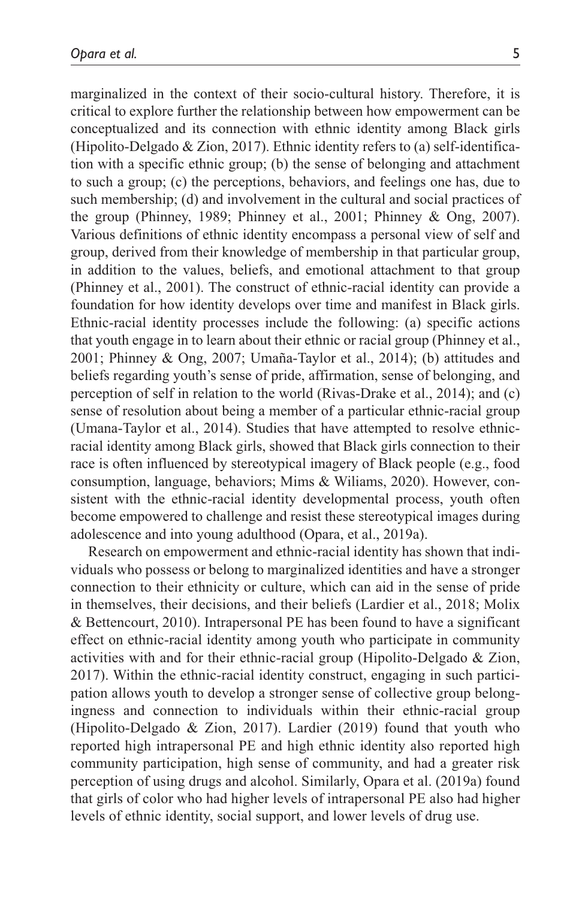marginalized in the context of their socio-cultural history. Therefore, it is critical to explore further the relationship between how empowerment can be conceptualized and its connection with ethnic identity among Black girls (Hipolito-Delgado & Zion, 2017). Ethnic identity refers to (a) self-identification with a specific ethnic group; (b) the sense of belonging and attachment to such a group; (c) the perceptions, behaviors, and feelings one has, due to such membership; (d) and involvement in the cultural and social practices of the group (Phinney, 1989; Phinney et al., 2001; Phinney & Ong, 2007). Various definitions of ethnic identity encompass a personal view of self and group, derived from their knowledge of membership in that particular group, in addition to the values, beliefs, and emotional attachment to that group (Phinney et al., 2001). The construct of ethnic-racial identity can provide a foundation for how identity develops over time and manifest in Black girls. Ethnic-racial identity processes include the following: (a) specific actions that youth engage in to learn about their ethnic or racial group (Phinney et al., 2001; Phinney & Ong, 2007; Umaña-Taylor et al., 2014); (b) attitudes and beliefs regarding youth's sense of pride, affirmation, sense of belonging, and perception of self in relation to the world (Rivas-Drake et al., 2014); and (c) sense of resolution about being a member of a particular ethnic-racial group (Umana-Taylor et al., 2014). Studies that have attempted to resolve ethnic-racial identity among Black girls, showed that Black girls connection to their race is often influenced by stereotypical imagery of Black people (e.g., food consumption, language, behaviors; Mims & Wiliams, 2020). However, consistent with the ethnic-racial identity developmental process, youth often become empowered to challenge and resist these stereotypical images during adolescence and into young adulthood (Opara, et al., 2019a).

Research on empowerment and ethnic-racial identity has shown that individuals who possess or belong to marginalized identities and have a stronger connection to their ethnicity or culture, which can aid in the sense of pride in themselves, their decisions, and their beliefs (Lardier et al., 2018; Molix & Bettencourt, 2010). Intrapersonal PE has been found to have a significant effect on ethnic-racial identity among youth who participate in community activities with and for their ethnic-racial group (Hipolito-Delgado & Zion, 2017). Within the ethnic-racial identity construct, engaging in such participation allows youth to develop a stronger sense of collective group belongingness and connection to individuals within their ethnic-racial group (Hipolito-Delgado & Zion, 2017). Lardier (2019) found that youth who reported high intrapersonal PE and high ethnic identity also reported high community participation, high sense of community, and had a greater risk perception of using drugs and alcohol. Similarly, Opara et al. (2019a) found that girls of color who had higher levels of intrapersonal PE also had higher levels of ethnic identity, social support, and lower levels of drug use.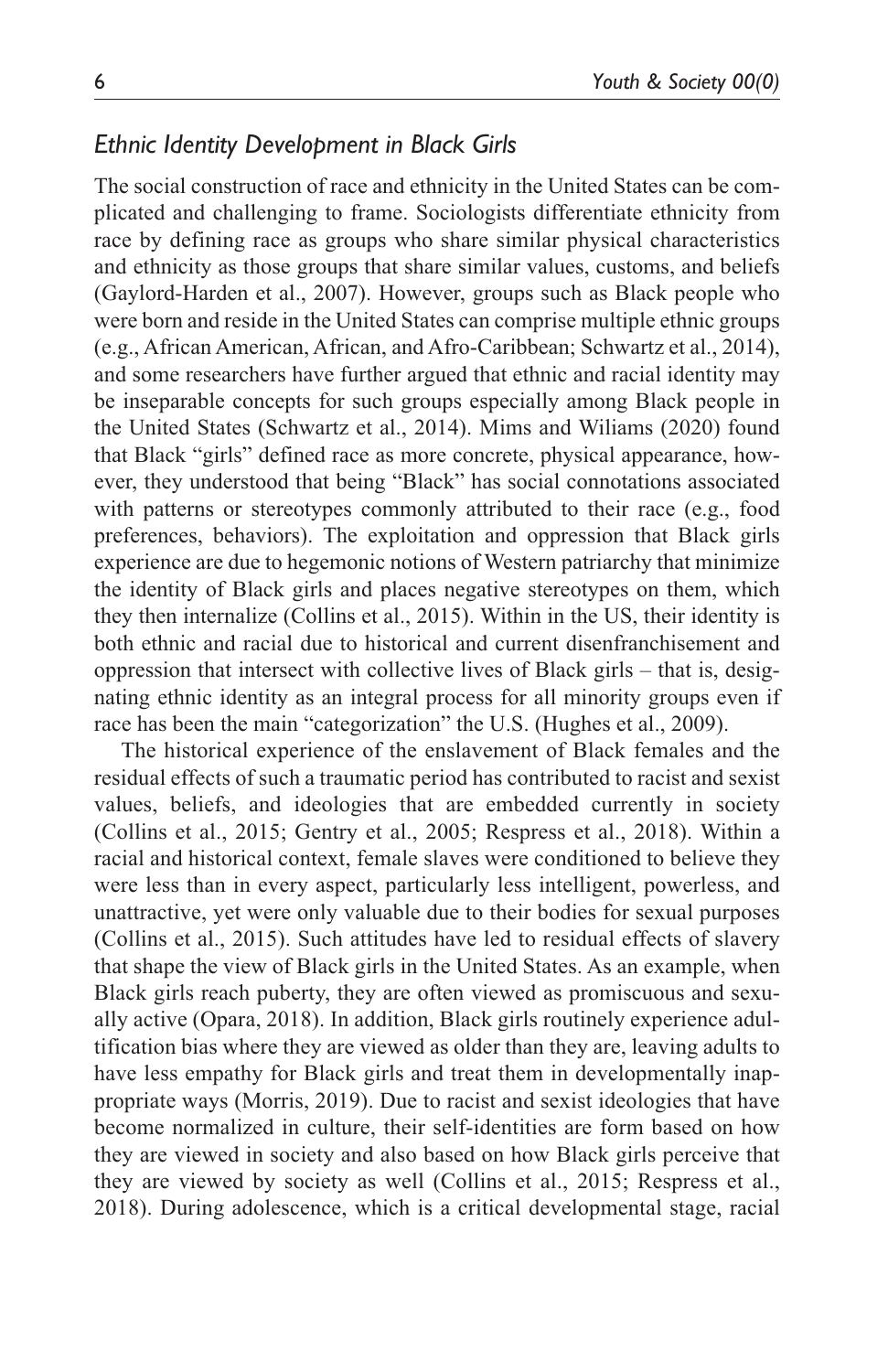### *Ethnic Identity Development in Black Girls*

The social construction of race and ethnicity in the United States can be complicated and challenging to frame. Sociologists differentiate ethnicity from race by defining race as groups who share similar physical characteristics and ethnicity as those groups that share similar values, customs, and beliefs (Gaylord-Harden et al., 2007). However, groups such as Black people who were born and reside in the United States can comprise multiple ethnic groups (e.g., African American, African, and Afro-Caribbean; Schwartz et al., 2014), and some researchers have further argued that ethnic and racial identity may be inseparable concepts for such groups especially among Black people in the United States (Schwartz et al., 2014). Mims and Wiliams (2020) found that Black "girls" defined race as more concrete, physical appearance, however, they understood that being "Black" has social connotations associated with patterns or stereotypes commonly attributed to their race (e.g., food preferences, behaviors). The exploitation and oppression that Black girls experience are due to hegemonic notions of Western patriarchy that minimize the identity of Black girls and places negative stereotypes on them, which they then internalize (Collins et al., 2015). Within in the US, their identity is both ethnic and racial due to historical and current disenfranchisement and oppression that intersect with collective lives of Black girls – that is, designating ethnic identity as an integral process for all minority groups even if race has been the main "categorization" the U.S. (Hughes et al., 2009).

The historical experience of the enslavement of Black females and the residual effects of such a traumatic period has contributed to racist and sexist values, beliefs, and ideologies that are embedded currently in society (Collins et al., 2015; Gentry et al., 2005; Respress et al., 2018). Within a racial and historical context, female slaves were conditioned to believe they were less than in every aspect, particularly less intelligent, powerless, and unattractive, yet were only valuable due to their bodies for sexual purposes (Collins et al., 2015). Such attitudes have led to residual effects of slavery that shape the view of Black girls in the United States. As an example, when Black girls reach puberty, they are often viewed as promiscuous and sexually active (Opara, 2018). In addition, Black girls routinely experience adultification bias where they are viewed as older than they are, leaving adults to have less empathy for Black girls and treat them in developmentally inappropriate ways (Morris, 2019). Due to racist and sexist ideologies that have become normalized in culture, their self-identities are form based on how they are viewed in society and also based on how Black girls perceive that they are viewed by society as well (Collins et al., 2015; Respress et al., 2018). During adolescence, which is a critical developmental stage, racial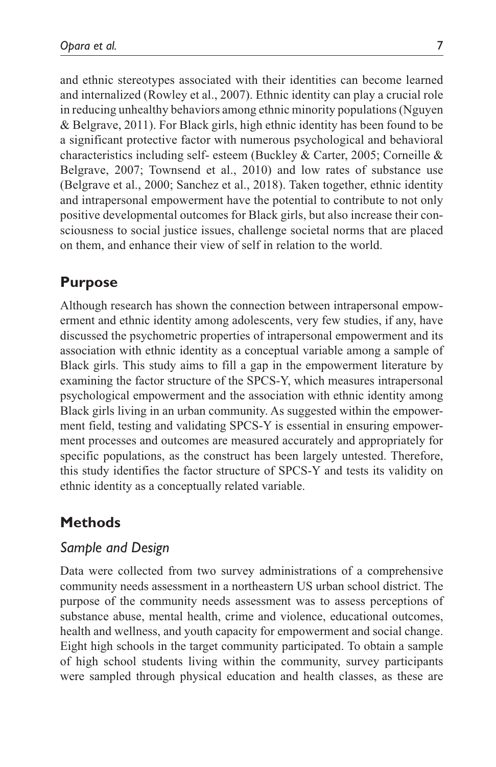and ethnic stereotypes associated with their identities can become learned and internalized (Rowley et al., 2007). Ethnic identity can play a crucial role in reducing unhealthy behaviors among ethnic minority populations (Nguyen & Belgrave, 2011). For Black girls, high ethnic identity has been found to be a significant protective factor with numerous psychological and behavioral characteristics including self- esteem (Buckley & Carter, 2005; Corneille & Belgrave, 2007; Townsend et al., 2010) and low rates of substance use (Belgrave et al., 2000; Sanchez et al., 2018). Taken together, ethnic identity and intrapersonal empowerment have the potential to contribute to not only positive developmental outcomes for Black girls, but also increase their consciousness to social justice issues, challenge societal norms that are placed on them, and enhance their view of self in relation to the world.

## Purpose

Although research has shown the connection between intrapersonal empowerment and ethnic identity among adolescents, very few studies, if any, have discussed the psychometric properties of intrapersonal empowerment and its association with ethnic identity as a conceptual variable among a sample of Black girls. This study aims to fill a gap in the empowerment literature by examining the factor structure of the SPCS-Y, which measures intrapersonal psychological empowerment and the association with ethnic identity among Black girls living in an urban community. As suggested within the empowerment field, testing and validating SPCS-Y is essential in ensuring empowerment processes and outcomes are measured accurately and appropriately for specific populations, as the construct has been largely untested. Therefore, this study identifies the factor structure of SPCS-Y and tests its validity on ethnic identity as a conceptually related variable.

## Methods

### *Sample and Design*

Data were collected from two survey administrations of a comprehensive community needs assessment in a northeastern US urban school district. The purpose of the community needs assessment was to assess perceptions of substance abuse, mental health, crime and violence, educational outcomes, health and wellness, and youth capacity for empowerment and social change. Eight high schools in the target community participated. To obtain a sample of high school students living within the community, survey participants were sampled through physical education and health classes, as these are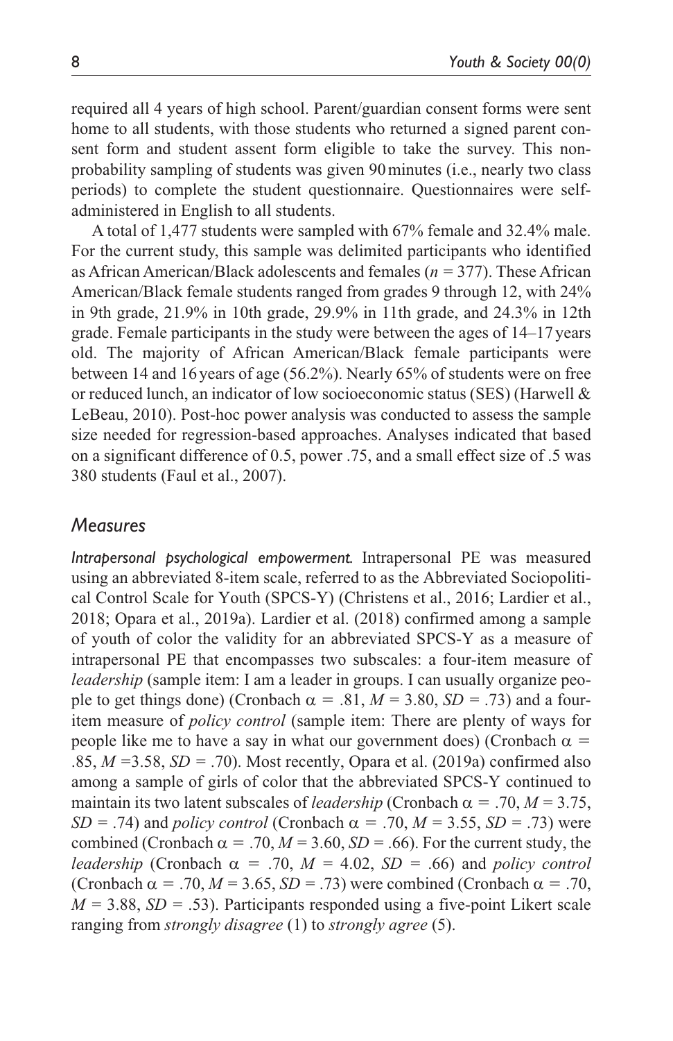required all 4 years of high school. Parent/guardian consent forms were sent home to all students, with those students who returned a signed parent consent form and student assent form eligible to take the survey. This non-probability sampling of students was given 90 minutes (i.e., nearly two class periods) to complete the student questionnaire. Questionnaires were self-administered in English to all students.

A total of 1,477 students were sampled with 67% female and 32.4% male. For the current study, this sample was delimited participants who identified as African American/Black adolescents and females ($n$ = 377). These African American/Black female students ranged from grades 9 through 12, with 24% in 9th grade, 21.9% in 10th grade, 29.9% in 11th grade, and 24.3% in 12th grade. Female participants in the study were between the ages of 14–17 years old. The majority of African American/Black female participants were between 14 and 16 years of age (56.2%). Nearly 65% of students were on free or reduced lunch, an indicator of low socioeconomic status (SES) (Harwell & LeBeau, 2010). Post-hoc power analysis was conducted to assess the sample size needed for regression-based approaches. Analyses indicated that based on a significant difference of 0.5, power .75, and a small effect size of .5 was 380 students (Faul et al., 2007).

## Measures

*Intrapersonal psychological empowerment.* Intrapersonal PE was measured using an abbreviated 8-item scale, referred to as the Abbreviated Sociopolitical Control Scale for Youth (SPCS-Y) (Christens et al., 2016; Lardier et al., 2018; Opara et al., 2019a). Lardier et al. (2018) confirmed among a sample of youth of color the validity for an abbreviated SPCS-Y as a measure of intrapersonal PE that encompasses two subscales: a four-item measure of *leadership* (sample item: I am a leader in groups. I can usually organize people to get things done) (Cronbach $\alpha$ = .81, $M$ = 3.80, $SD$ = .73) and a four-item measure of *policy control* (sample item: There are plenty of ways for people like me to have a say in what our government does) (Cronbach $\alpha$ = .85, $M$ =3.58, $SD$ = .70). Most recently, Opara et al. (2019a) confirmed also among a sample of girls of color that the abbreviated SPCS-Y continued to maintain its two latent subscales of *leadership* (Cronbach $\alpha$ = .70, $M$ = 3.75, $SD$ = .74) and *policy control* (Cronbach $\alpha$ = .70, $M$ = 3.55, $SD$ = .73) were combined (Cronbach $\alpha$ = .70, $M$ = 3.60, $SD$ = .66). For the current study, the *leadership* (Cronbach $\alpha$ = .70, $M$ = 4.02, $SD$ = .66) and *policy control* (Cronbach $\alpha$ = .70, $M$ = 3.65, $SD$ = .73) were combined (Cronbach $\alpha$ = .70, $M$ = 3.88, $SD$ = .53). Participants responded using a five-point Likert scale ranging from *strongly disagree* (1) to *strongly agree* (5).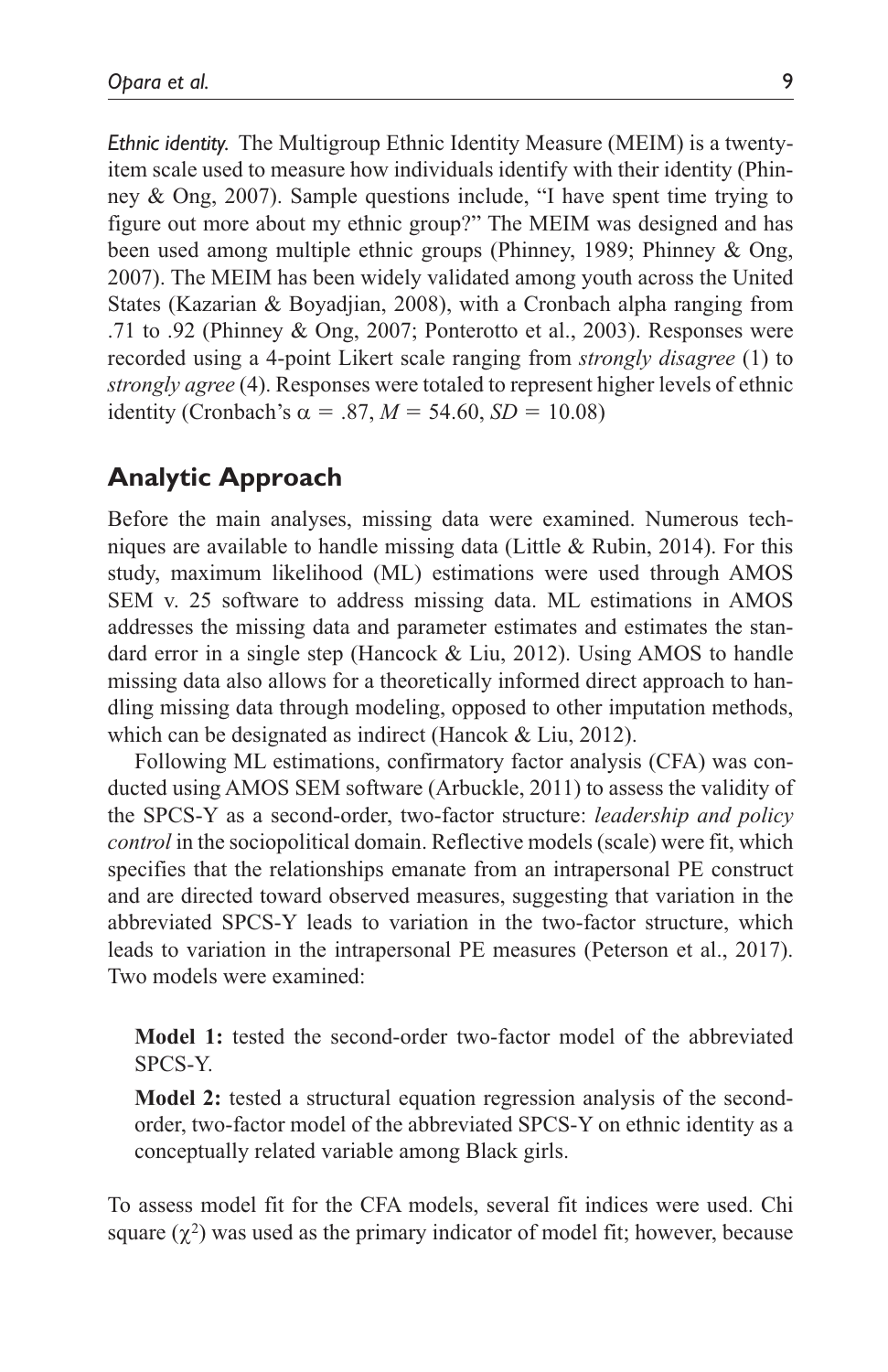*Ethnic identity.* The Multigroup Ethnic Identity Measure (MEIM) is a twenty-item scale used to measure how individuals identify with their identity (Phinney & Ong, 2007). Sample questions include, "I have spent time trying to figure out more about my ethnic group?" The MEIM was designed and has been used among multiple ethnic groups (Phinney, 1989; Phinney & Ong, 2007). The MEIM has been widely validated among youth across the United States (Kazarian & Boyadjian, 2008), with a Cronbach alpha ranging from .71 to .92 (Phinney & Ong, 2007; Ponterotto et al., 2003). Responses were recorded using a 4-point Likert scale ranging from *strongly disagree* (1) to *strongly agree* (4). Responses were totaled to represent higher levels of ethnic identity (Cronbach's $\alpha = .87$, $M = 54.60$, $SD = 10.08$)

## Analytic Approach

Before the main analyses, missing data were examined. Numerous techniques are available to handle missing data (Little & Rubin, 2014). For this study, maximum likelihood (ML) estimations were used through AMOS SEM v. 25 software to address missing data. ML estimations in AMOS addresses the missing data and parameter estimates and estimates the standard error in a single step (Hancock & Liu, 2012). Using AMOS to handle missing data also allows for a theoretically informed direct approach to handling missing data through modeling, opposed to other imputation methods, which can be designated as indirect (Hancok & Liu, 2012).

Following ML estimations, confirmatory factor analysis (CFA) was conducted using AMOS SEM software (Arbuckle, 2011) to assess the validity of the SPCS-Y as a second-order, two-factor structure: *leadership and policy control* in the sociopolitical domain. Reflective models (scale) were fit, which specifies that the relationships emanate from an intrapersonal PE construct and are directed toward observed measures, suggesting that variation in the abbreviated SPCS-Y leads to variation in the two-factor structure, which leads to variation in the intrapersonal PE measures (Peterson et al., 2017). Two models were examined:

**Model 1:** tested the second-order two-factor model of the abbreviated SPCS-Y.

**Model 2:** tested a structural equation regression analysis of the second-order, two-factor model of the abbreviated SPCS-Y on ethnic identity as a conceptually related variable among Black girls.

To assess model fit for the CFA models, several fit indices were used. Chi square ($\chi^2$) was used as the primary indicator of model fit; however, because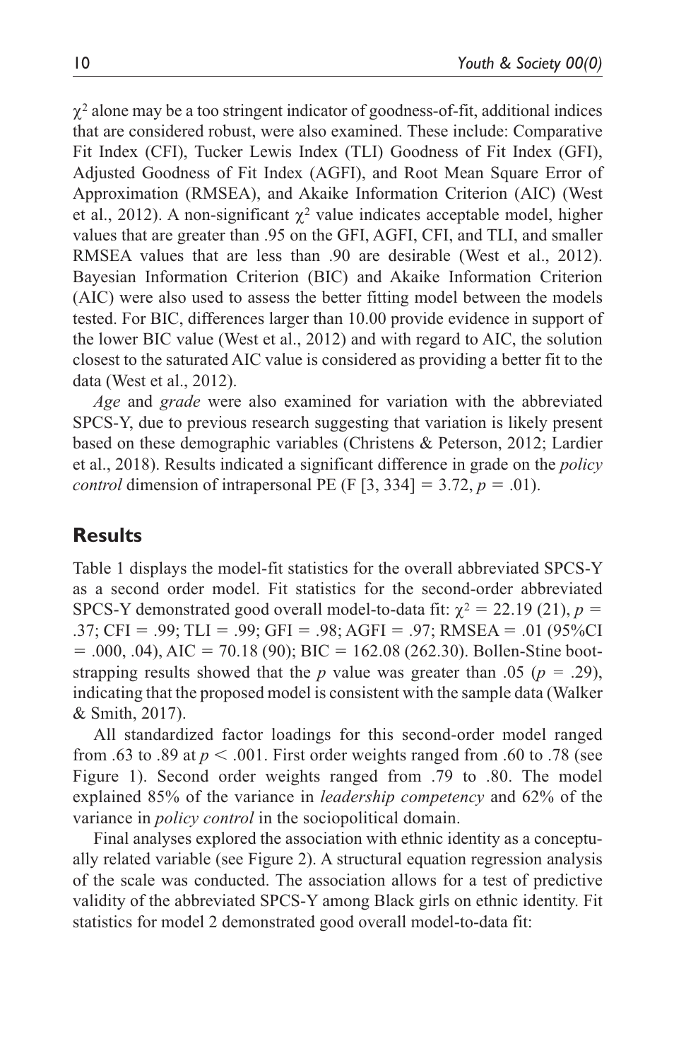$\chi^2$ alone may be a too stringent indicator of goodness-of-fit, additional indices that are considered robust, were also examined. These include: Comparative Fit Index (CFI), Tucker Lewis Index (TLI) Goodness of Fit Index (GFI), Adjusted Goodness of Fit Index (AGFI), and Root Mean Square Error of Approximation (RMSEA), and Akaike Information Criterion (AIC) (West et al., 2012). A non-significant $\chi^2$ value indicates acceptable model, higher values that are greater than .95 on the GFI, AGFI, CFI, and TLI, and smaller RMSEA values that are less than .90 are desirable (West et al., 2012). Bayesian Information Criterion (BIC) and Akaike Information Criterion (AIC) were also used to assess the better fitting model between the models tested. For BIC, differences larger than 10.00 provide evidence in support of the lower BIC value (West et al., 2012) and with regard to AIC, the solution closest to the saturated AIC value is considered as providing a better fit to the data (West et al., 2012).

*Age* and *grade* were also examined for variation with the abbreviated SPCS-Y, due to previous research suggesting that variation is likely present based on these demographic variables (Christens & Peterson, 2012; Lardier et al., 2018). Results indicated a significant difference in grade on the *policy control* dimension of intrapersonal PE ($F$ [3, 334] = 3.72, $p$ = .01).

## Results

Table 1 displays the model-fit statistics for the overall abbreviated SPCS-Y as a second order model. Fit statistics for the second-order abbreviated SPCS-Y demonstrated good overall model-to-data fit: $\chi^2$ = 22.19 (21), $p$ = .37; CFI = .99; TLI = .99; GFI = .98; AGFI = .97; RMSEA = .01 (95%CI = .000, .04), AIC = 70.18 (90); BIC = 162.08 (262.30). Bollen-Stine bootstrapping results showed that the $p$ value was greater than .05 ($p$ = .29), indicating that the proposed model is consistent with the sample data (Walker & Smith, 2017).

All standardized factor loadings for this second-order model ranged from .63 to .89 at $p < .001$. First order weights ranged from .60 to .78 (see Figure 1). Second order weights ranged from .79 to .80. The model explained 85% of the variance in *leadership competency* and 62% of the variance in *policy control* in the sociopolitical domain.

Final analyses explored the association with ethnic identity as a conceptually related variable (see Figure 2). A structural equation regression analysis of the scale was conducted. The association allows for a test of predictive validity of the abbreviated SPCS-Y among Black girls on ethnic identity. Fit statistics for model 2 demonstrated good overall model-to-data fit: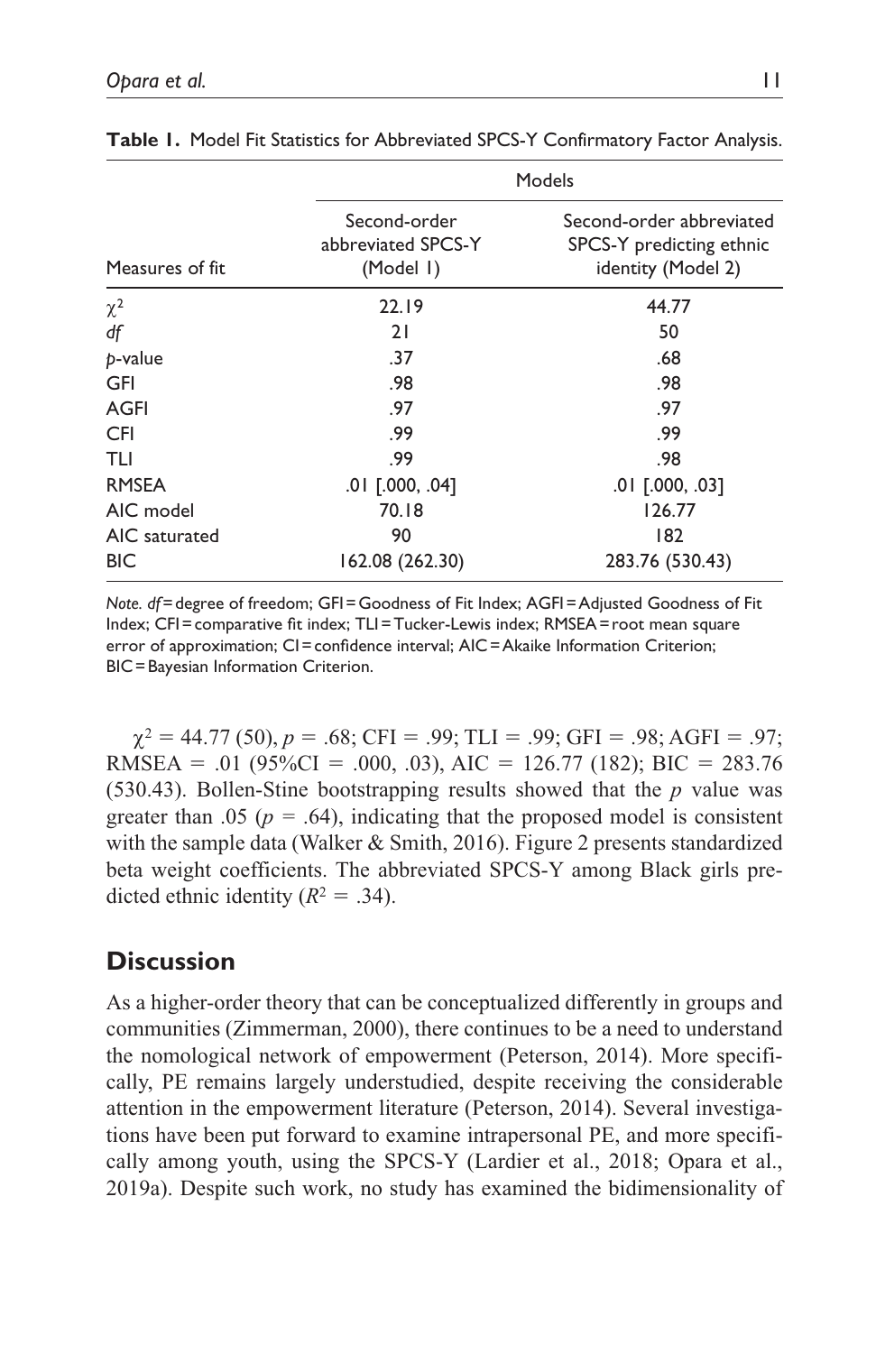**Table 1.** Model Fit Statistics for Abbreviated SPCS-Y Confirmatory Factor Analysis.

| | Models | |
|---|---|---|
| Measures of fit | Second-order abbreviated SPCS-Y (Model 1) | Second-order abbreviated SPCS-Y predicting ethnic identity (Model 2) |
| $\chi^2$ | 22.19 | 44.77 |
| *df* | 21 | 50 |
| *p*-value | .37 | .68 |
| GFI | .98 | .98 |
| AGFI | .97 | .97 |
| CFI | .99 | .99 |
| TLI | .99 | .98 |
| RMSEA | .01 [.000, .04] | .01 [.000, .03] |
| AIC model | 70.18 | 126.77 |
| AIC saturated | 90 | 182 |
| BIC | 162.08 (262.30) | 283.76 (530.43) |

*Note. df* = degree of freedom; GFI = Goodness of Fit Index; AGFI = Adjusted Goodness of Fit Index; CFI = comparative fit index; TLI = Tucker-Lewis index; RMSEA = root mean square error of approximation; CI = confidence interval; AIC = Akaike Information Criterion; BIC = Bayesian Information Criterion.

$\chi^2 = 44.77$ (50), $p = .68$; CFI = .99; TLI = .99; GFI = .98; AGFI = .97; RMSEA = .01 (95%CI = .000, .03), AIC = 126.77 (182); BIC = 283.76 (530.43). Bollen-Stine bootstrapping results showed that the $p$ value was greater than .05 ($p = .64$), indicating that the proposed model is consistent with the sample data (Walker & Smith, 2016). Figure 2 presents standardized beta weight coefficients. The abbreviated SPCS-Y among Black girls predicted ethnic identity ($R^2 = .34$).

## Discussion

As a higher-order theory that can be conceptualized differently in groups and communities (Zimmerman, 2000), there continues to be a need to understand the nomological network of empowerment (Peterson, 2014). More specifically, PE remains largely understudied, despite receiving the considerable attention in the empowerment literature (Peterson, 2014). Several investigations have been put forward to examine intrapersonal PE, and more specifically among youth, using the SPCS-Y (Lardier et al., 2018; Opara et al., 2019a). Despite such work, no study has examined the bidimensionality of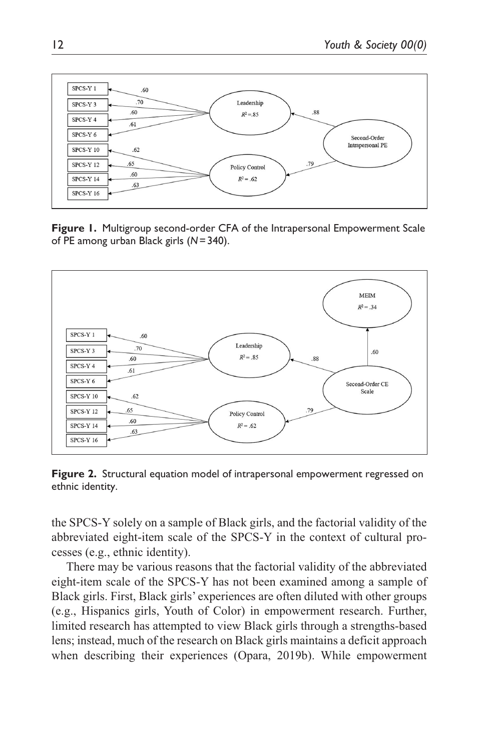**Figure 1.** Multigroup second-order CFA of the Intrapersonal Empowerment Scale of PE among urban Black girls ($N = 340$).

**Figure 2.** Structural equation model of intrapersonal empowerment regressed on ethnic identity.

the SPCS-Y solely on a sample of Black girls, and the factorial validity of the abbreviated eight-item scale of the SPCS-Y in the context of cultural processes (e.g., ethnic identity).

There may be various reasons that the factorial validity of the abbreviated eight-item scale of the SPCS-Y has not been examined among a sample of Black girls. First, Black girls' experiences are often diluted with other groups (e.g., Hispanics girls, Youth of Color) in empowerment research. Further, limited research has attempted to view Black girls through a strengths-based lens; instead, much of the research on Black girls maintains a deficit approach when describing their experiences (Opara, 2019b). While empowerment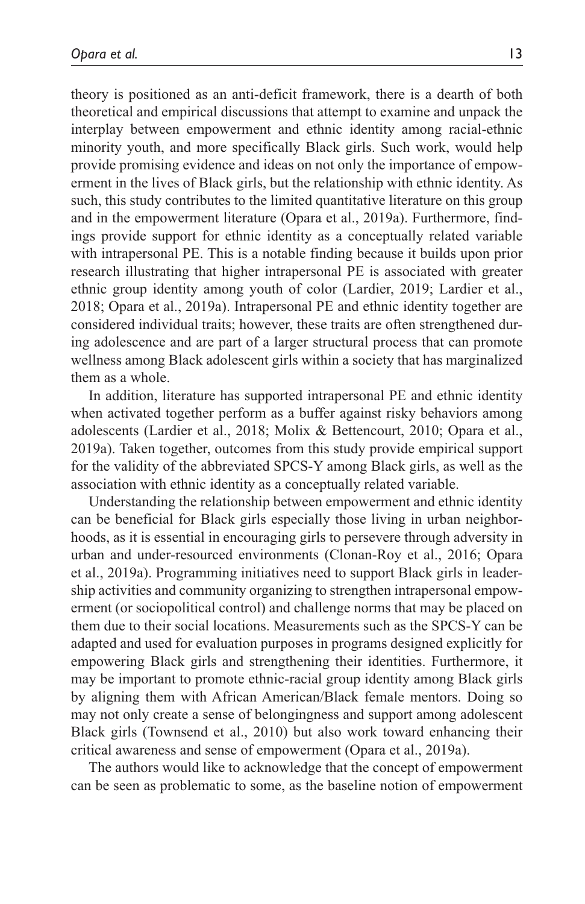theory is positioned as an anti-deficit framework, there is a dearth of both theoretical and empirical discussions that attempt to examine and unpack the interplay between empowerment and ethnic identity among racial-ethnic minority youth, and more specifically Black girls. Such work, would help provide promising evidence and ideas on not only the importance of empowerment in the lives of Black girls, but the relationship with ethnic identity. As such, this study contributes to the limited quantitative literature on this group and in the empowerment literature (Opara et al., 2019a). Furthermore, findings provide support for ethnic identity as a conceptually related variable with intrapersonal PE. This is a notable finding because it builds upon prior research illustrating that higher intrapersonal PE is associated with greater ethnic group identity among youth of color (Lardier, 2019; Lardier et al., 2018; Opara et al., 2019a). Intrapersonal PE and ethnic identity together are considered individual traits; however, these traits are often strengthened during adolescence and are part of a larger structural process that can promote wellness among Black adolescent girls within a society that has marginalized them as a whole.

In addition, literature has supported intrapersonal PE and ethnic identity when activated together perform as a buffer against risky behaviors among adolescents (Lardier et al., 2018; Molix & Bettencourt, 2010; Opara et al., 2019a). Taken together, outcomes from this study provide empirical support for the validity of the abbreviated SPCS-Y among Black girls, as well as the association with ethnic identity as a conceptually related variable.

Understanding the relationship between empowerment and ethnic identity can be beneficial for Black girls especially those living in urban neighborhoods, as it is essential in encouraging girls to persevere through adversity in urban and under-resourced environments (Clonan-Roy et al., 2016; Opara et al., 2019a). Programming initiatives need to support Black girls in leadership activities and community organizing to strengthen intrapersonal empowerment (or sociopolitical control) and challenge norms that may be placed on them due to their social locations. Measurements such as the SPCS-Y can be adapted and used for evaluation purposes in programs designed explicitly for empowering Black girls and strengthening their identities. Furthermore, it may be important to promote ethnic-racial group identity among Black girls by aligning them with African American/Black female mentors. Doing so may not only create a sense of belongingness and support among adolescent Black girls (Townsend et al., 2010) but also work toward enhancing their critical awareness and sense of empowerment (Opara et al., 2019a).

The authors would like to acknowledge that the concept of empowerment can be seen as problematic to some, as the baseline notion of empowerment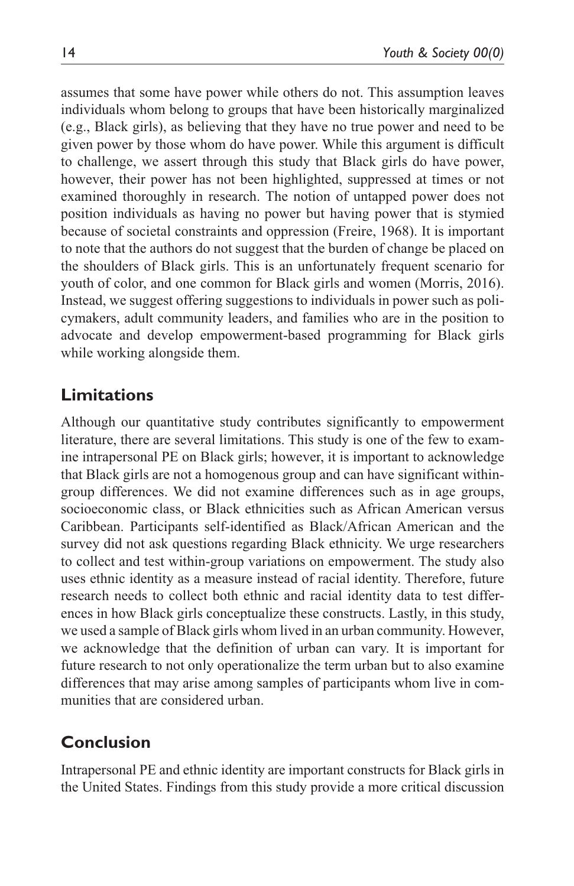assumes that some have power while others do not. This assumption leaves individuals whom belong to groups that have been historically marginalized (e.g., Black girls), as believing that they have no true power and need to be given power by those whom do have power. While this argument is difficult to challenge, we assert through this study that Black girls do have power, however, their power has not been highlighted, suppressed at times or not examined thoroughly in research. The notion of untapped power does not position individuals as having no power but having power that is stymied because of societal constraints and oppression (Freire, 1968). It is important to note that the authors do not suggest that the burden of change be placed on the shoulders of Black girls. This is an unfortunately frequent scenario for youth of color, and one common for Black girls and women (Morris, 2016). Instead, we suggest offering suggestions to individuals in power such as policymakers, adult community leaders, and families who are in the position to advocate and develop empowerment-based programming for Black girls while working alongside them.

## Limitations

Although our quantitative study contributes significantly to empowerment literature, there are several limitations. This study is one of the few to examine intrapersonal PE on Black girls; however, it is important to acknowledge that Black girls are not a homogenous group and can have significant within-group differences. We did not examine differences such as in age groups, socioeconomic class, or Black ethnicities such as African American versus Caribbean. Participants self-identified as Black/African American and the survey did not ask questions regarding Black ethnicity. We urge researchers to collect and test within-group variations on empowerment. The study also uses ethnic identity as a measure instead of racial identity. Therefore, future research needs to collect both ethnic and racial identity data to test differences in how Black girls conceptualize these constructs. Lastly, in this study, we used a sample of Black girls whom lived in an urban community. However, we acknowledge that the definition of urban can vary. It is important for future research to not only operationalize the term urban but to also examine differences that may arise among samples of participants whom live in communities that are considered urban.

## Conclusion

Intrapersonal PE and ethnic identity are important constructs for Black girls in the United States. Findings from this study provide a more critical discussion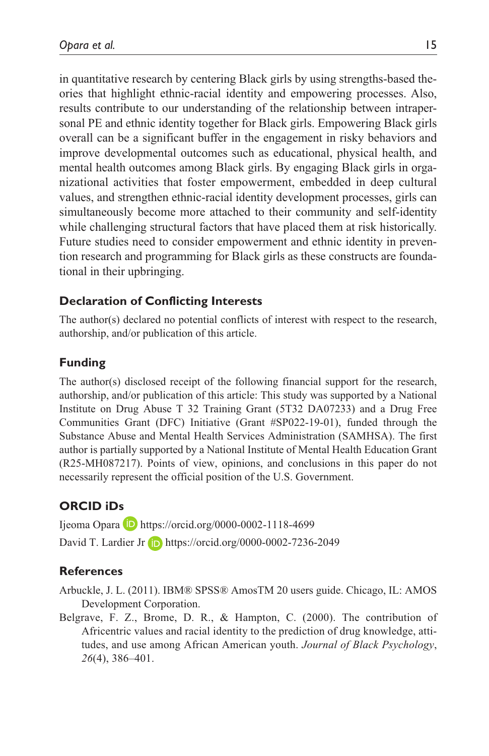in quantitative research by centering Black girls by using strengths-based theories that highlight ethnic-racial identity and empowering processes. Also, results contribute to our understanding of the relationship between intrapersonal PE and ethnic identity together for Black girls. Empowering Black girls overall can be a significant buffer in the engagement in risky behaviors and improve developmental outcomes such as educational, physical health, and mental health outcomes among Black girls. By engaging Black girls in organizational activities that foster empowerment, embedded in deep cultural values, and strengthen ethnic-racial identity development processes, girls can simultaneously become more attached to their community and self-identity while challenging structural factors that have placed them at risk historically. Future studies need to consider empowerment and ethnic identity in prevention research and programming for Black girls as these constructs are foundational in their upbringing.

## Declaration of Conflicting Interests

The author(s) declared no potential conflicts of interest with respect to the research, authorship, and/or publication of this article.

## Funding

The author(s) disclosed receipt of the following financial support for the research, authorship, and/or publication of this article: This study was supported by a National Institute on Drug Abuse T 32 Training Grant (5T32 DA07233) and a Drug Free Communities Grant (DFC) Initiative (Grant #SP022-19-01), funded through the Substance Abuse and Mental Health Services Administration (SAMHSA). The first author is partially supported by a National Institute of Mental Health Education Grant (R25-MH087217). Points of view, opinions, and conclusions in this paper do not necessarily represent the official position of the U.S. Government.

## ORCID iDs

Ijeoma Opara https://orcid.org/0000-0002-1118-4699

David T. Lardier Jr https://orcid.org/0000-0002-7236-2049

## References

Arbuckle, J. L. (2011). IBM® SPSS® AmosTM 20 users guide. Chicago, IL: AMOS Development Corporation.

Belgrave, F. Z., Brome, D. R., & Hampton, C. (2000). The contribution of Africentric values and racial identity to the prediction of drug knowledge, attitudes, and use among African American youth. *Journal of Black Psychology*, *26*(4), 386–401.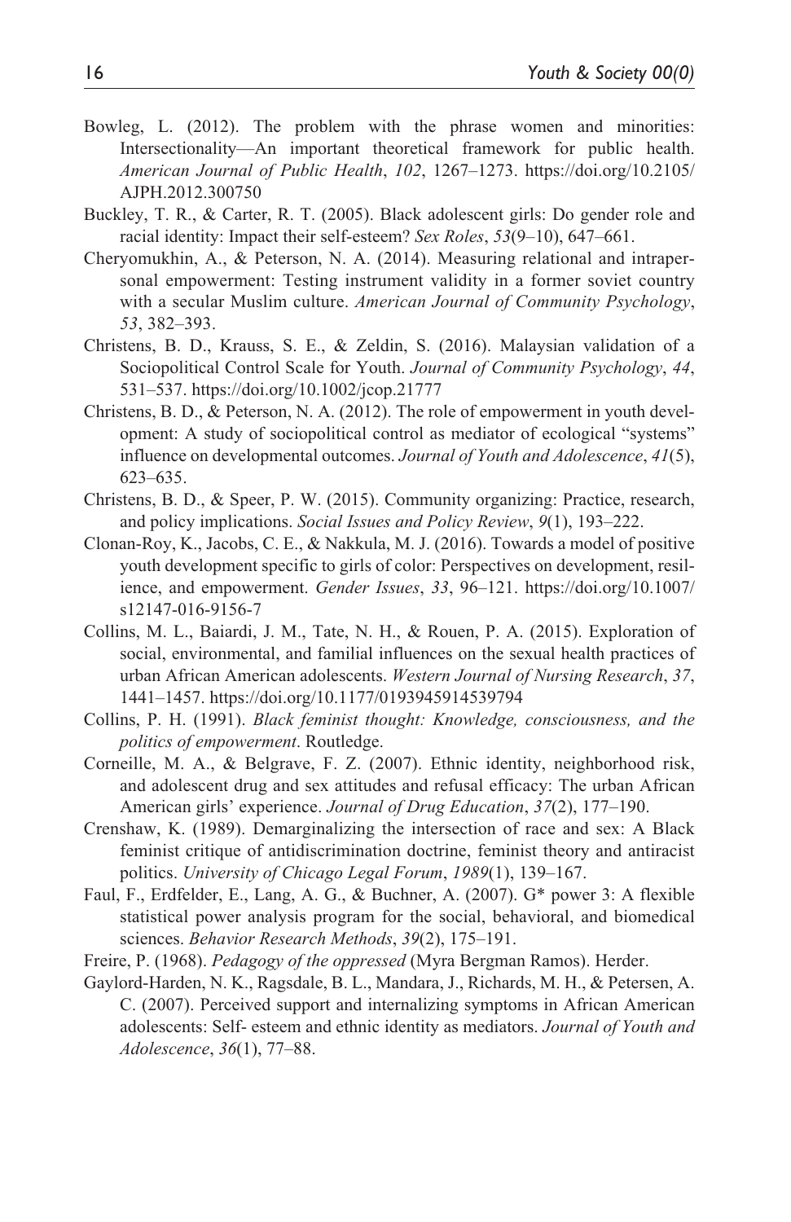Bowleg, L. (2012). The problem with the phrase women and minorities: Intersectionality—An important theoretical framework for public health. *American Journal of Public Health*, *102*, 1267–1273. https://doi.org/10.2105/AJPH.2012.300750

Buckley, T. R., & Carter, R. T. (2005). Black adolescent girls: Do gender role and racial identity: Impact their self-esteem? *Sex Roles*, *53*(9–10), 647–661.

Cheryomukhin, A., & Peterson, N. A. (2014). Measuring relational and intrapersonal empowerment: Testing instrument validity in a former soviet country with a secular Muslim culture. *American Journal of Community Psychology*, *53*, 382–393.

Christens, B. D., Krauss, S. E., & Zeldin, S. (2016). Malaysian validation of a Sociopolitical Control Scale for Youth. *Journal of Community Psychology*, *44*, 531–537. https://doi.org/10.1002/jcop.21777

Christens, B. D., & Peterson, N. A. (2012). The role of empowerment in youth development: A study of sociopolitical control as mediator of ecological "systems" influence on developmental outcomes. *Journal of Youth and Adolescence*, *41*(5), 623–635.

Christens, B. D., & Speer, P. W. (2015). Community organizing: Practice, research, and policy implications. *Social Issues and Policy Review*, *9*(1), 193–222.

Clonan-Roy, K., Jacobs, C. E., & Nakkula, M. J. (2016). Towards a model of positive youth development specific to girls of color: Perspectives on development, resilience, and empowerment. *Gender Issues*, *33*, 96–121. https://doi.org/10.1007/s12147-016-9156-7

Collins, M. L., Baiardi, J. M., Tate, N. H., & Rouen, P. A. (2015). Exploration of social, environmental, and familial influences on the sexual health practices of urban African American adolescents. *Western Journal of Nursing Research*, *37*, 1441–1457. https://doi.org/10.1177/0193945914539794

Collins, P. H. (1991). *Black feminist thought: Knowledge, consciousness, and the politics of empowerment*. Routledge.

Corneille, M. A., & Belgrave, F. Z. (2007). Ethnic identity, neighborhood risk, and adolescent drug and sex attitudes and refusal efficacy: The urban African American girls' experience. *Journal of Drug Education*, *37*(2), 177–190.

Crenshaw, K. (1989). Demarginalizing the intersection of race and sex: A Black feminist critique of antidiscrimination doctrine, feminist theory and antiracist politics. *University of Chicago Legal Forum*, *1989*(1), 139–167.

Faul, F., Erdfelder, E., Lang, A. G., & Buchner, A. (2007). G* power 3: A flexible statistical power analysis program for the social, behavioral, and biomedical sciences. *Behavior Research Methods*, *39*(2), 175–191.

Freire, P. (1968). *Pedagogy of the oppressed* (Myra Bergman Ramos). Herder.

Gaylord-Harden, N. K., Ragsdale, B. L., Mandara, J., Richards, M. H., & Petersen, A. C. (2007). Perceived support and internalizing symptoms in African American adolescents: Self- esteem and ethnic identity as mediators. *Journal of Youth and Adolescence*, *36*(1), 77–88.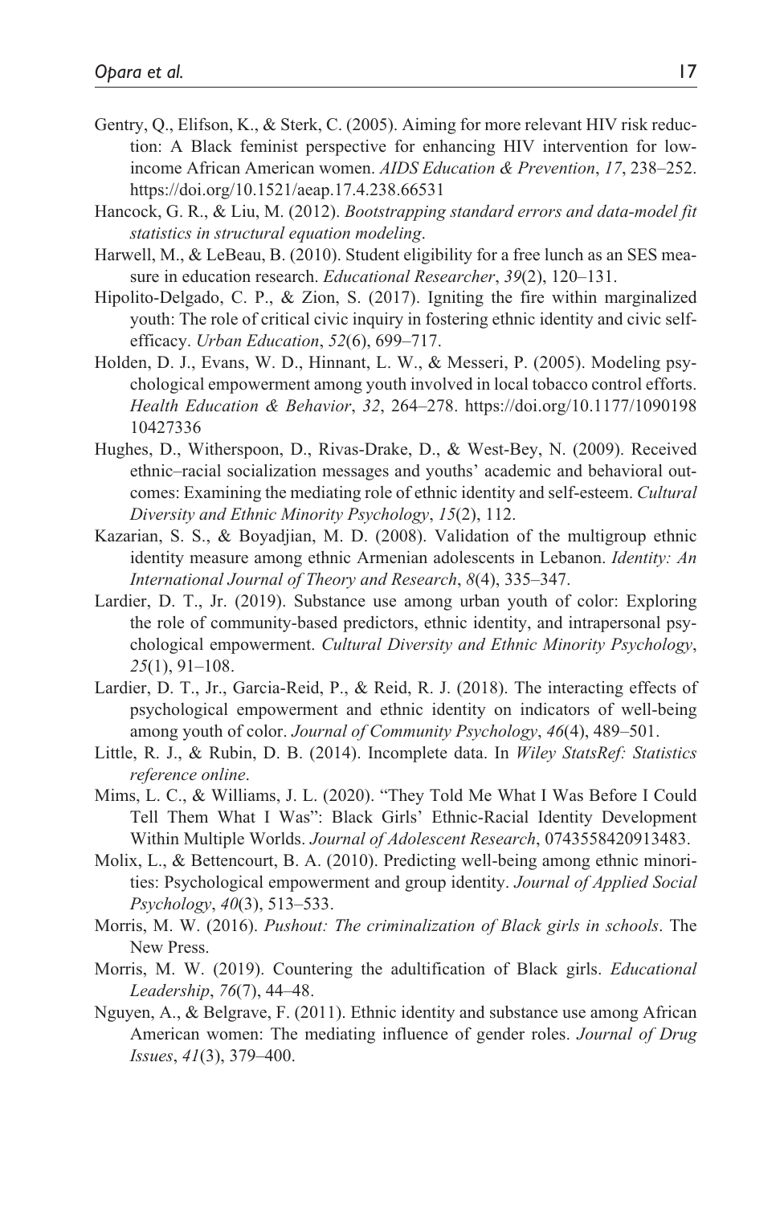Gentry, Q., Elifson, K., & Sterk, C. (2005). Aiming for more relevant HIV risk reduction: A Black feminist perspective for enhancing HIV intervention for low-income African American women. *AIDS Education & Prevention*, *17*, 238–252. https://doi.org/10.1521/aeap.17.4.238.66531

Hancock, G. R., & Liu, M. (2012). *Bootstrapping standard errors and data-model fit statistics in structural equation modeling*.

Harwell, M., & LeBeau, B. (2010). Student eligibility for a free lunch as an SES measure in education research. *Educational Researcher*, *39*(2), 120–131.

Hipolito-Delgado, C. P., & Zion, S. (2017). Igniting the fire within marginalized youth: The role of critical civic inquiry in fostering ethnic identity and civic self-efficacy. *Urban Education*, *52*(6), 699–717.

Holden, D. J., Evans, W. D., Hinnant, L. W., & Messeri, P. (2005). Modeling psychological empowerment among youth involved in local tobacco control efforts. *Health Education & Behavior*, *32*, 264–278. https://doi.org/10.1177/1090198 10427336

Hughes, D., Witherspoon, D., Rivas-Drake, D., & West-Bey, N. (2009). Received ethnic–racial socialization messages and youths' academic and behavioral outcomes: Examining the mediating role of ethnic identity and self-esteem. *Cultural Diversity and Ethnic Minority Psychology*, *15*(2), 112.

Kazarian, S. S., & Boyadjian, M. D. (2008). Validation of the multigroup ethnic identity measure among ethnic Armenian adolescents in Lebanon. *Identity: An International Journal of Theory and Research*, *8*(4), 335–347.

Lardier, D. T., Jr. (2019). Substance use among urban youth of color: Exploring the role of community-based predictors, ethnic identity, and intrapersonal psychological empowerment. *Cultural Diversity and Ethnic Minority Psychology*, *25*(1), 91–108.

Lardier, D. T., Jr., Garcia-Reid, P., & Reid, R. J. (2018). The interacting effects of psychological empowerment and ethnic identity on indicators of well-being among youth of color. *Journal of Community Psychology*, *46*(4), 489–501.

Little, R. J., & Rubin, D. B. (2014). Incomplete data. In *Wiley StatsRef: Statistics reference online*.

Mims, L. C., & Williams, J. L. (2020). "They Told Me What I Was Before I Could Tell Them What I Was": Black Girls' Ethnic-Racial Identity Development Within Multiple Worlds. *Journal of Adolescent Research*, 0743558420913483.

Molix, L., & Bettencourt, B. A. (2010). Predicting well-being among ethnic minorities: Psychological empowerment and group identity. *Journal of Applied Social Psychology*, *40*(3), 513–533.

Morris, M. W. (2016). *Pushout: The criminalization of Black girls in schools*. The New Press.

Morris, M. W. (2019). Countering the adultification of Black girls. *Educational Leadership*, *76*(7), 44–48.

Nguyen, A., & Belgrave, F. (2011). Ethnic identity and substance use among African American women: The mediating influence of gender roles. *Journal of Drug Issues*, *41*(3), 379–400.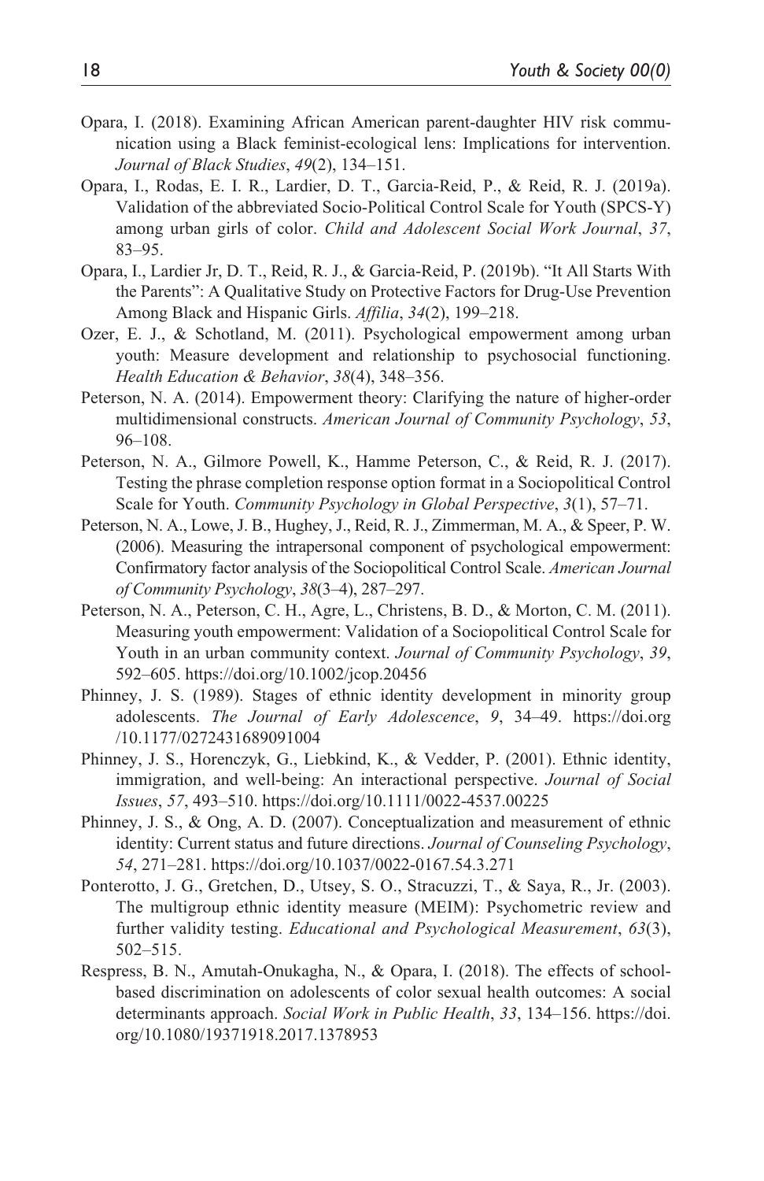Opara, I. (2018). Examining African American parent-daughter HIV risk communication using a Black feminist-ecological lens: Implications for intervention. *Journal of Black Studies*, *49*(2), 134–151.

Opara, I., Rodas, E. I. R., Lardier, D. T., Garcia-Reid, P., & Reid, R. J. (2019a). Validation of the abbreviated Socio-Political Control Scale for Youth (SPCS-Y) among urban girls of color. *Child and Adolescent Social Work Journal*, *37*, 83–95.

Opara, I., Lardier Jr, D. T., Reid, R. J., & Garcia-Reid, P. (2019b). "It All Starts With the Parents": A Qualitative Study on Protective Factors for Drug-Use Prevention Among Black and Hispanic Girls. *Affilia*, *34*(2), 199–218.

Ozer, E. J., & Schotland, M. (2011). Psychological empowerment among urban youth: Measure development and relationship to psychosocial functioning. *Health Education & Behavior*, *38*(4), 348–356.

Peterson, N. A. (2014). Empowerment theory: Clarifying the nature of higher-order multidimensional constructs. *American Journal of Community Psychology*, *53*, 96–108.

Peterson, N. A., Gilmore Powell, K., Hamme Peterson, C., & Reid, R. J. (2017). Testing the phrase completion response option format in a Sociopolitical Control Scale for Youth. *Community Psychology in Global Perspective*, *3*(1), 57–71.

Peterson, N. A., Lowe, J. B., Hughey, J., Reid, R. J., Zimmerman, M. A., & Speer, P. W. (2006). Measuring the intrapersonal component of psychological empowerment: Confirmatory factor analysis of the Sociopolitical Control Scale. *American Journal of Community Psychology*, *38*(3–4), 287–297.

Peterson, N. A., Peterson, C. H., Agre, L., Christens, B. D., & Morton, C. M. (2011). Measuring youth empowerment: Validation of a Sociopolitical Control Scale for Youth in an urban community context. *Journal of Community Psychology*, *39*, 592–605. https://doi.org/10.1002/jcop.20456

Phinney, J. S. (1989). Stages of ethnic identity development in minority group adolescents. *The Journal of Early Adolescence*, *9*, 34–49. https://doi.org/10.1177/0272431689091004

Phinney, J. S., Horenczyk, G., Liebkind, K., & Vedder, P. (2001). Ethnic identity, immigration, and well-being: An interactional perspective. *Journal of Social Issues*, *57*, 493–510. https://doi.org/10.1111/0022-4537.00225

Phinney, J. S., & Ong, A. D. (2007). Conceptualization and measurement of ethnic identity: Current status and future directions. *Journal of Counseling Psychology*, *54*, 271–281. https://doi.org/10.1037/0022-0167.54.3.271

Ponterotto, J. G., Gretchen, D., Utsey, S. O., Stracuzzi, T., & Saya, R., Jr. (2003). The multigroup ethnic identity measure (MEIM): Psychometric review and further validity testing. *Educational and Psychological Measurement*, *63*(3), 502–515.

Respress, B. N., Amutah-Onukagha, N., & Opara, I. (2018). The effects of school-based discrimination on adolescents of color sexual health outcomes: A social determinants approach. *Social Work in Public Health*, *33*, 134–156. https://doi.org/10.1080/19371918.2017.1378953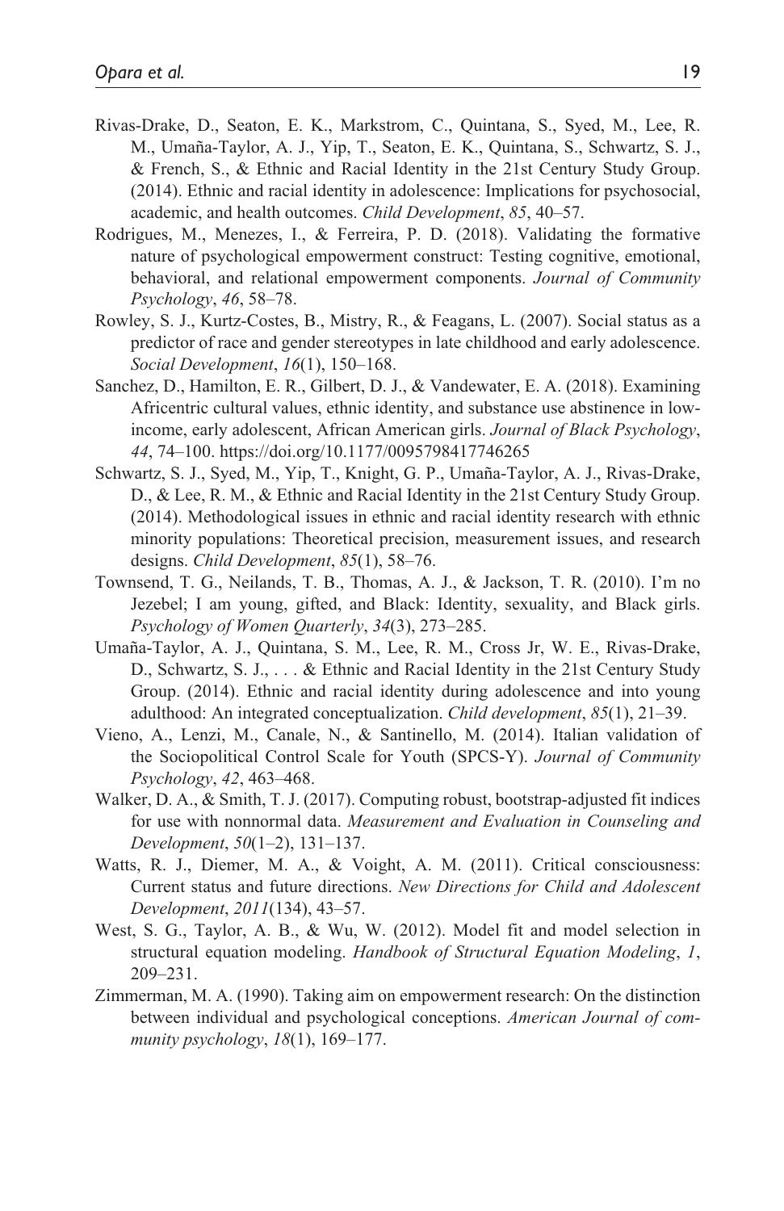Rivas-Drake, D., Seaton, E. K., Markstrom, C., Quintana, S., Syed, M., Lee, R. M., Umaña-Taylor, A. J., Yip, T., Seaton, E. K., Quintana, S., Schwartz, S. J., & French, S., & Ethnic and Racial Identity in the 21st Century Study Group. (2014). Ethnic and racial identity in adolescence: Implications for psychosocial, academic, and health outcomes. *Child Development*, *85*, 40–57.

Rodrigues, M., Menezes, I., & Ferreira, P. D. (2018). Validating the formative nature of psychological empowerment construct: Testing cognitive, emotional, behavioral, and relational empowerment components. *Journal of Community Psychology*, *46*, 58–78.

Rowley, S. J., Kurtz-Costes, B., Mistry, R., & Feagans, L. (2007). Social status as a predictor of race and gender stereotypes in late childhood and early adolescence. *Social Development*, *16*(1), 150–168.

Sanchez, D., Hamilton, E. R., Gilbert, D. J., & Vandewater, E. A. (2018). Examining Africentric cultural values, ethnic identity, and substance use abstinence in low-income, early adolescent, African American girls. *Journal of Black Psychology*, *44*, 74–100. https://doi.org/10.1177/0095798417746265

Schwartz, S. J., Syed, M., Yip, T., Knight, G. P., Umaña-Taylor, A. J., Rivas-Drake, D., & Lee, R. M., & Ethnic and Racial Identity in the 21st Century Study Group. (2014). Methodological issues in ethnic and racial identity research with ethnic minority populations: Theoretical precision, measurement issues, and research designs. *Child Development*, *85*(1), 58–76.

Townsend, T. G., Neilands, T. B., Thomas, A. J., & Jackson, T. R. (2010). I'm no Jezebel; I am young, gifted, and Black: Identity, sexuality, and Black girls. *Psychology of Women Quarterly*, *34*(3), 273–285.

Umaña-Taylor, A. J., Quintana, S. M., Lee, R. M., Cross Jr, W. E., Rivas-Drake, D., Schwartz, S. J., . . . & Ethnic and Racial Identity in the 21st Century Study Group. (2014). Ethnic and racial identity during adolescence and into young adulthood: An integrated conceptualization. *Child development*, *85*(1), 21–39.

Vieno, A., Lenzi, M., Canale, N., & Santinello, M. (2014). Italian validation of the Sociopolitical Control Scale for Youth (SPCS-Y). *Journal of Community Psychology*, *42*, 463–468.

Walker, D. A., & Smith, T. J. (2017). Computing robust, bootstrap-adjusted fit indices for use with nonnormal data. *Measurement and Evaluation in Counseling and Development*, *50*(1–2), 131–137.

Watts, R. J., Diemer, M. A., & Voight, A. M. (2011). Critical consciousness: Current status and future directions. *New Directions for Child and Adolescent Development*, *2011*(134), 43–57.

West, S. G., Taylor, A. B., & Wu, W. (2012). Model fit and model selection in structural equation modeling. *Handbook of Structural Equation Modeling*, *1*, 209–231.

Zimmerman, M. A. (1990). Taking aim on empowerment research: On the distinction between individual and psychological conceptions. *American Journal of community psychology*, *18*(1), 169–177.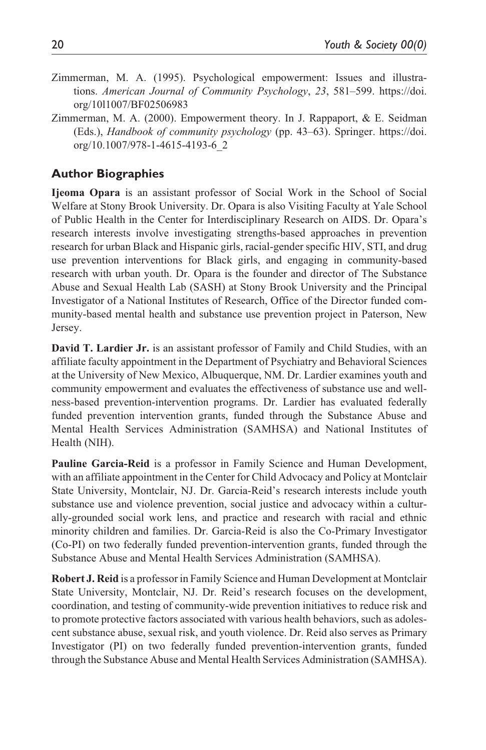Zimmerman, M. A. (1995). Psychological empowerment: Issues and illustrations. *American Journal of Community Psychology*, *23*, 581–599. https://doi.org/10l1007/BF02506983

Zimmerman, M. A. (2000). Empowerment theory. In J. Rappaport, & E. Seidman (Eds.), *Handbook of community psychology* (pp. 43–63). Springer. https://doi.org/10.1007/978-1-4615-4193-6_2

## Author Biographies

**Ijeoma Opara** is an assistant professor of Social Work in the School of Social Welfare at Stony Brook University. Dr. Opara is also Visiting Faculty at Yale School of Public Health in the Center for Interdisciplinary Research on AIDS. Dr. Opara's research interests involve investigating strengths-based approaches in prevention research for urban Black and Hispanic girls, racial-gender specific HIV, STI, and drug use prevention interventions for Black girls, and engaging in community-based research with urban youth. Dr. Opara is the founder and director of The Substance Abuse and Sexual Health Lab (SASH) at Stony Brook University and the Principal Investigator of a National Institutes of Research, Office of the Director funded community-based mental health and substance use prevention project in Paterson, New Jersey.

**David T. Lardier Jr.** is an assistant professor of Family and Child Studies, with an affiliate faculty appointment in the Department of Psychiatry and Behavioral Sciences at the University of New Mexico, Albuquerque, NM. Dr. Lardier examines youth and community empowerment and evaluates the effectiveness of substance use and wellness-based prevention-intervention programs. Dr. Lardier has evaluated federally funded prevention intervention grants, funded through the Substance Abuse and Mental Health Services Administration (SAMHSA) and National Institutes of Health (NIH).

**Pauline Garcia-Reid** is a professor in Family Science and Human Development, with an affiliate appointment in the Center for Child Advocacy and Policy at Montclair State University, Montclair, NJ. Dr. Garcia-Reid's research interests include youth substance use and violence prevention, social justice and advocacy within a culturally-grounded social work lens, and practice and research with racial and ethnic minority children and families. Dr. Garcia-Reid is also the Co-Primary Investigator (Co-PI) on two federally funded prevention-intervention grants, funded through the Substance Abuse and Mental Health Services Administration (SAMHSA).

**Robert J. Reid** is a professor in Family Science and Human Development at Montclair State University, Montclair, NJ. Dr. Reid's research focuses on the development, coordination, and testing of community-wide prevention initiatives to reduce risk and to promote protective factors associated with various health behaviors, such as adolescent substance abuse, sexual risk, and youth violence. Dr. Reid also serves as Primary Investigator (PI) on two federally funded prevention-intervention grants, funded through the Substance Abuse and Mental Health Services Administration (SAMHSA).